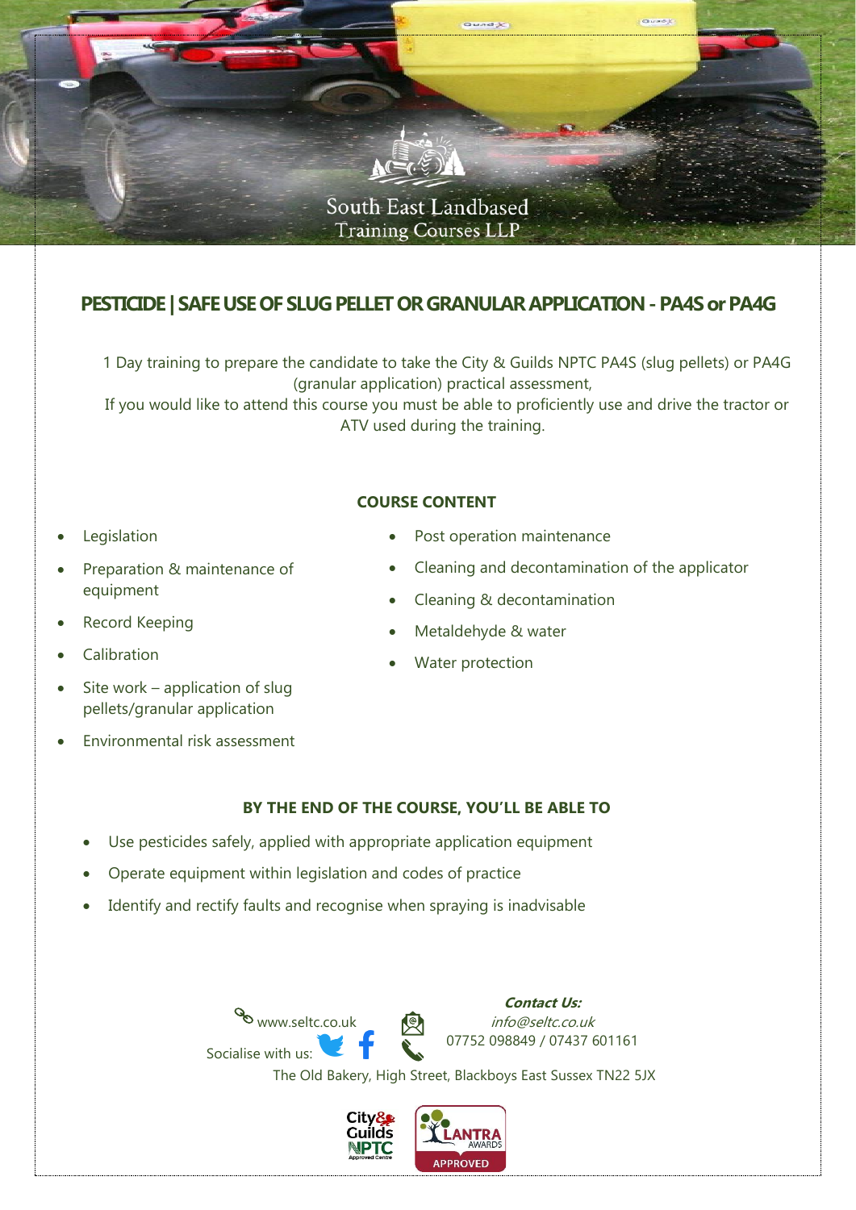South East Landbased
Training Courses LLP

# PESTICIDE | SAFE USE OF SLUG PELLET OR GRANULAR APPLICATION - PA4S or PA4G

1 Day training to prepare the candidate to take the City & Guilds NPTC PA4S (slug pellets) or PA4G (granular application) practical assessment,
If you would like to attend this course you must be able to proficiently use and drive the tractor or ATV used during the training.

## COURSE CONTENT

- Legislation
- Preparation & maintenance of equipment
- Record Keeping
- Calibration
- Site work – application of slug pellets/granular application
- Environmental risk assessment
- Post operation maintenance
- Cleaning and decontamination of the applicator
- Cleaning & decontamination
- Metaldehyde & water
- Water protection

## BY THE END OF THE COURSE, YOU'LL BE ABLE TO

- Use pesticides safely, applied with appropriate application equipment
- Operate equipment within legislation and codes of practice
- Identify and rectify faults and recognise when spraying is inadvisable

***Contact Us:***

www.seltc.co.uk

*info@seltc.co.uk*

07752 098849 / 07437 601161

Socialise with us:

The Old Bakery, High Street, Blackboys East Sussex TN22 5JX

City & Guilds NPTC Approved Centre

LANTRA AWARDS APPROVED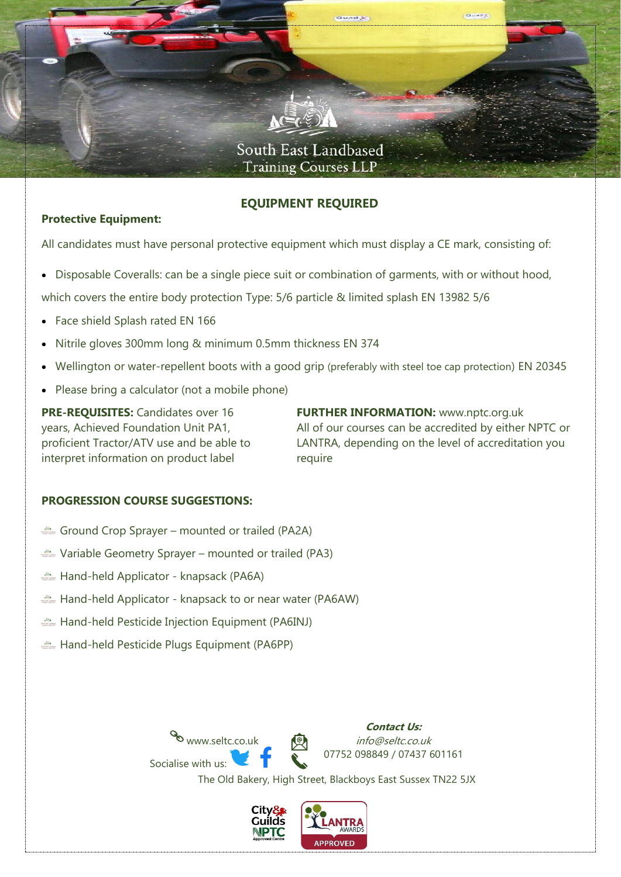South East Landbased Training Courses LLP

## EQUIPMENT REQUIRED

**Protective Equipment:**

All candidates must have personal protective equipment which must display a CE mark, consisting of:

- Disposable Coveralls: can be a single piece suit or combination of garments, with or without hood,

which covers the entire body protection Type: 5/6 particle & limited splash EN 13982 5/6

- Face shield Splash rated EN 166
- Nitrile gloves 300mm long & minimum 0.5mm thickness EN 374
- Wellington or water-repellent boots with a good grip (preferably with steel toe cap protection) EN 20345
- Please bring a calculator (not a mobile phone)

**PRE-REQUISITES:** Candidates over 16 years, Achieved Foundation Unit PA1, proficient Tractor/ATV use and be able to interpret information on product label

**FURTHER INFORMATION:** www.nptc.org.uk
All of our courses can be accredited by either NPTC or LANTRA, depending on the level of accreditation you require

**PROGRESSION COURSE SUGGESTIONS:**

- Ground Crop Sprayer – mounted or trailed (PA2A)
- Variable Geometry Sprayer – mounted or trailed (PA3)
- Hand-held Applicator - knapsack (PA6A)
- Hand-held Applicator - knapsack to or near water (PA6AW)
- Hand-held Pesticide Injection Equipment (PA6INJ)
- Hand-held Pesticide Plugs Equipment (PA6PP)

www.seltc.co.uk

Socialise with us:

***Contact Us:***
*info@seltc.co.uk*
07752 098849 / 07437 601161

The Old Bakery, High Street, Blackboys East Sussex TN22 5JX

City & Guilds NPTC Approved Centre

LANTRA AWARDS APPROVED